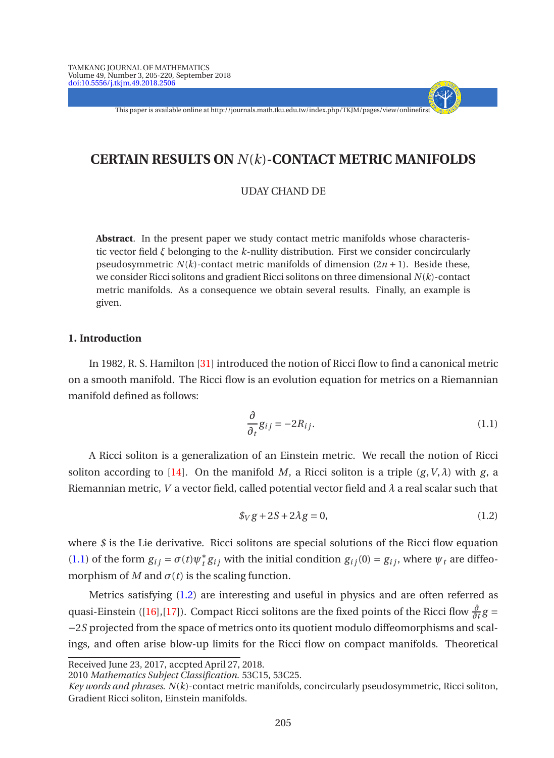# CERTAIN RESULTS ON $N(k)$-CONTACT METRIC MANIFOLDS

UDAY CHAND DE

**Abstract**. In the present paper we study contact metric manifolds whose characteristic vector field $\xi$ belonging to the $k$-nullity distribution. First we consider concircularly pseudosymmetric $N(k)$-contact metric manifolds of dimension $(2n+1)$. Beside these, we consider Ricci solitons and gradient Ricci solitons on three dimensional $N(k)$-contact metric manifolds. As a consequence we obtain several results. Finally, an example is given.

## 1. Introduction

In 1982, R. S. Hamilton [31] introduced the notion of Ricci flow to find a canonical metric on a smooth manifold. The Ricci flow is an evolution equation for metrics on a Riemannian manifold defined as follows:

$$\frac{\partial}{\partial_t} g_{ij} = -2R_{ij}. \tag{1.1}$$

A Ricci soliton is a generalization of an Einstein metric. We recall the notion of Ricci soliton according to [14]. On the manifold $M$, a Ricci soliton is a triple $(g, V, \lambda)$ with $g$, a Riemannian metric, $V$ a vector field, called potential vector field and $\lambda$ a real scalar such that

$$\pounds_V g + 2S + 2\lambda g = 0, \tag{1.2}$$

where $\pounds$ is the Lie derivative. Ricci solitons are special solutions of the Ricci flow equation (1.1) of the form $g_{ij} = \sigma(t)\psi_t^* g_{ij}$ with the initial condition $g_{ij}(0) = g_{ij}$, where $\psi_t$ are diffeomorphism of $M$ and $\sigma(t)$ is the scaling function.

Metrics satisfying (1.2) are interesting and useful in physics and are often referred as quasi-Einstein ([16],[17]). Compact Ricci solitons are the fixed points of the Ricci flow $\frac{\partial}{\partial t} g = -2S$ projected from the space of metrics onto its quotient modulo diffeomorphisms and scalings, and often arise blow-up limits for the Ricci flow on compact manifolds. Theoretical

Received June 23, 2017, accpted April 27, 2018.

2010 *Mathematics Subject Classification*. 53C15, 53C25.

*Key words and phrases*. $N(k)$-contact metric manifolds, concircularly pseudosymmetric, Ricci soliton, Gradient Ricci soliton, Einstein manifolds.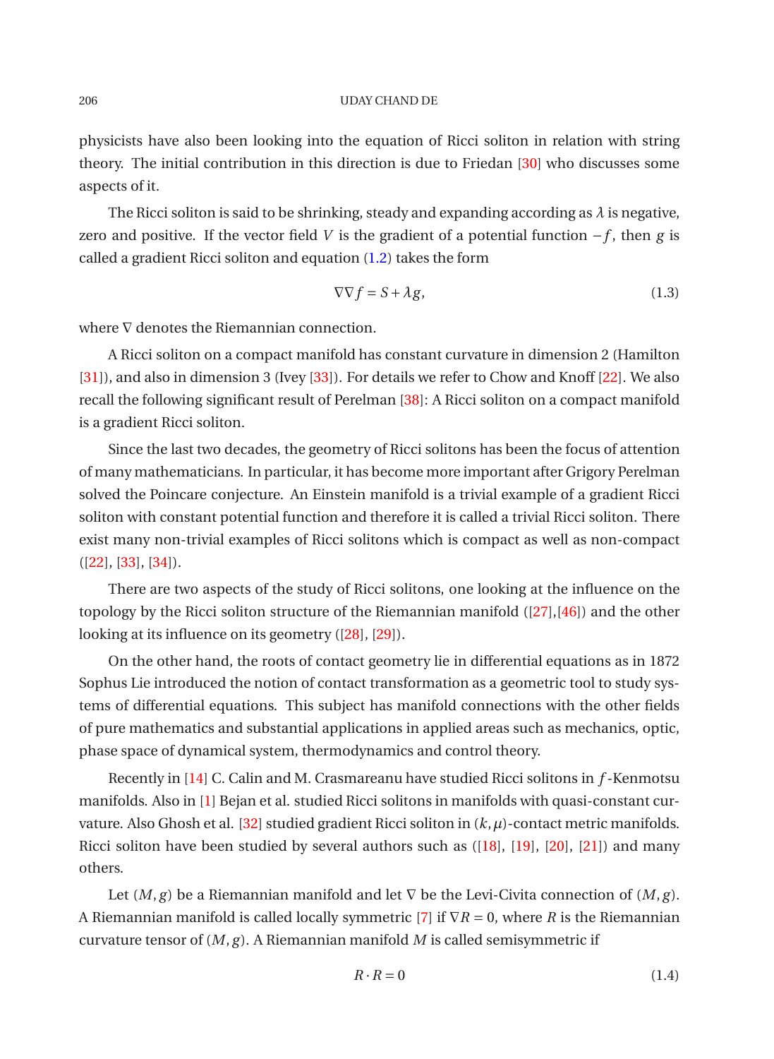physicists have also been looking into the equation of Ricci soliton in relation with string theory. The initial contribution in this direction is due to Friedan [30] who discusses some aspects of it.

The Ricci soliton is said to be shrinking, steady and expanding according as $\lambda$ is negative, zero and positive. If the vector field $V$ is the gradient of a potential function $-f$, then $g$ is called a gradient Ricci soliton and equation (1.2) takes the form

$$\nabla\nabla f = S + \lambda g, \tag{1.3}$$

where $\nabla$ denotes the Riemannian connection.

A Ricci soliton on a compact manifold has constant curvature in dimension 2 (Hamilton [31]), and also in dimension 3 (Ivey [33]). For details we refer to Chow and Knoff [22]. We also recall the following significant result of Perelman [38]: A Ricci soliton on a compact manifold is a gradient Ricci soliton.

Since the last two decades, the geometry of Ricci solitons has been the focus of attention of many mathematicians. In particular, it has become more important after Grigory Perelman solved the Poincare conjecture. An Einstein manifold is a trivial example of a gradient Ricci soliton with constant potential function and therefore it is called a trivial Ricci soliton. There exist many non-trivial examples of Ricci solitons which is compact as well as non-compact ([22], [33], [34]).

There are two aspects of the study of Ricci solitons, one looking at the influence on the topology by the Ricci soliton structure of the Riemannian manifold ([27],[46]) and the other looking at its influence on its geometry ([28], [29]).

On the other hand, the roots of contact geometry lie in differential equations as in 1872 Sophus Lie introduced the notion of contact transformation as a geometric tool to study systems of differential equations. This subject has manifold connections with the other fields of pure mathematics and substantial applications in applied areas such as mechanics, optic, phase space of dynamical system, thermodynamics and control theory.

Recently in [14] C. Calin and M. Crasmareanu have studied Ricci solitons in $f$-Kenmotsu manifolds. Also in [1] Bejan et al. studied Ricci solitons in manifolds with quasi-constant curvature. Also Ghosh et al. [32] studied gradient Ricci soliton in $(k,\mu)$-contact metric manifolds. Ricci soliton have been studied by several authors such as ([18], [19], [20], [21]) and many others.

Let $(M, g)$ be a Riemannian manifold and let $\nabla$ be the Levi-Civita connection of $(M, g)$. A Riemannian manifold is called locally symmetric [7] if $\nabla R = 0$, where $R$ is the Riemannian curvature tensor of $(M, g)$. A Riemannian manifold $M$ is called semisymmetric if

$$R \cdot R = 0 \tag{1.4}$$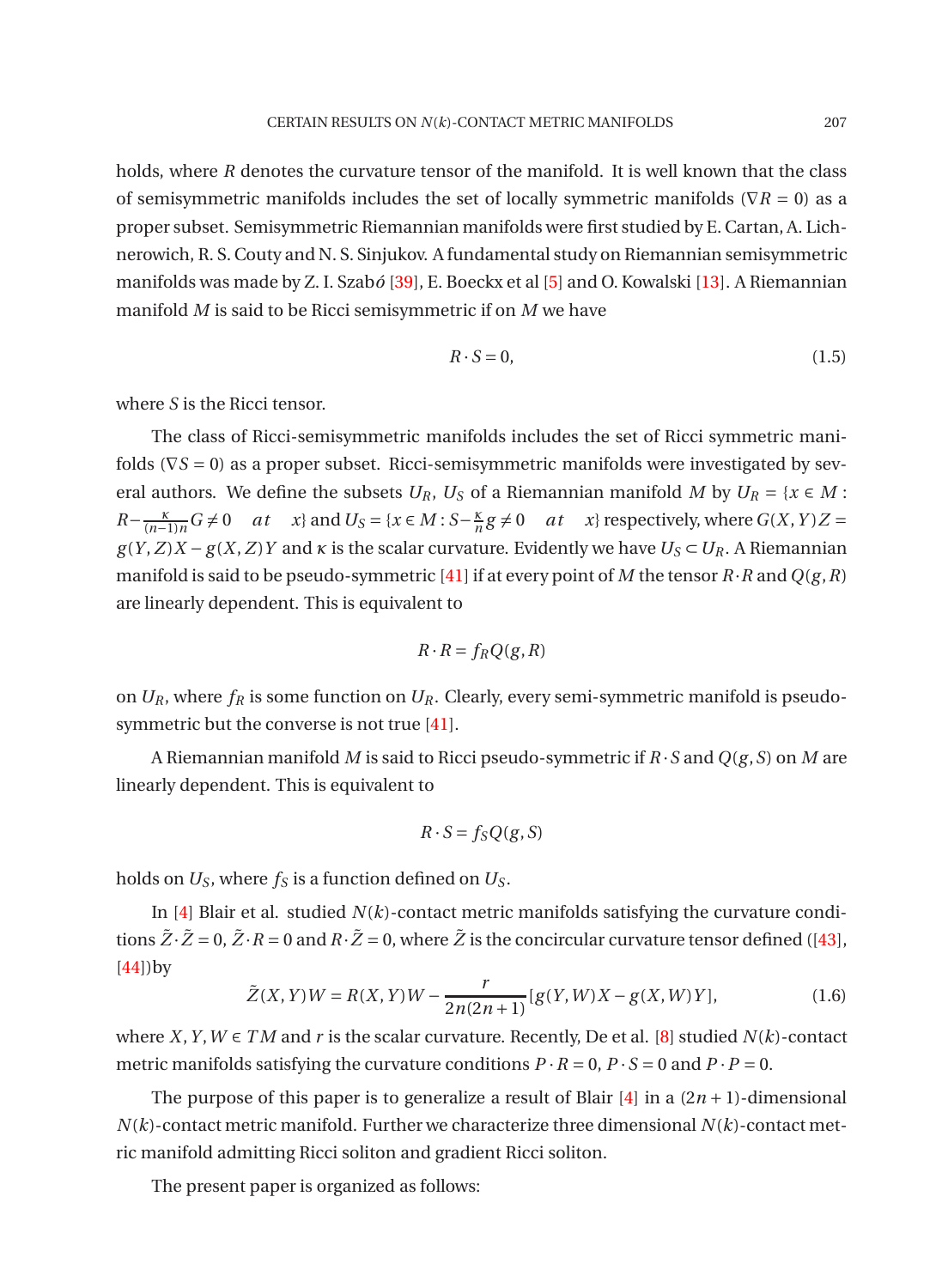holds, where $R$ denotes the curvature tensor of the manifold. It is well known that the class of semisymmetric manifolds includes the set of locally symmetric manifolds ($\nabla R = 0$) as a proper subset. Semisymmetric Riemannian manifolds were first studied by E. Cartan, A. Lichnerowich, R. S. Couty and N. S. Sinjukov. A fundamental study on Riemannian semisymmetric manifolds was made by Z. I. Szabó [39], E. Boeckx et al [5] and O. Kowalski [13]. A Riemannian manifold $M$ is said to be Ricci semisymmetric if on $M$ we have

$$R \cdot S = 0, \tag{1.5}$$

where $S$ is the Ricci tensor.

The class of Ricci-semisymmetric manifolds includes the set of Ricci symmetric manifolds ($\nabla S = 0$) as a proper subset. Ricci-semisymmetric manifolds were investigated by several authors. We define the subsets $U_R$, $U_S$ of a Riemannian manifold $M$ by $U_R = \{x \in M : R - \frac{\kappa}{(n-1)n} G \neq 0 \quad at \quad x\}$ and $U_S = \{x \in M : S - \frac{\kappa}{n} g \neq 0 \quad at \quad x\}$ respectively, where $G(X,Y)Z = g(Y,Z)X - g(X,Z)Y$ and $\kappa$ is the scalar curvature. Evidently we have $U_S \subset U_R$. A Riemannian manifold is said to be pseudo-symmetric [41] if at every point of $M$ the tensor $R \cdot R$ and $Q(g,R)$ are linearly dependent. This is equivalent to

$$R \cdot R = f_R Q(g,R)$$

on $U_R$, where $f_R$ is some function on $U_R$. Clearly, every semi-symmetric manifold is pseudo-symmetric but the converse is not true [41].

A Riemannian manifold $M$ is said to Ricci pseudo-symmetric if $R \cdot S$ and $Q(g,S)$ on $M$ are linearly dependent. This is equivalent to

$$R \cdot S = f_S Q(g,S)$$

holds on $U_S$, where $f_S$ is a function defined on $U_S$.

In [4] Blair et al. studied $N(k)$-contact metric manifolds satisfying the curvature conditions $\tilde{Z} \cdot \tilde{Z} = 0$, $\tilde{Z} \cdot R = 0$ and $R \cdot \tilde{Z} = 0$, where $\tilde{Z}$ is the concircular curvature tensor defined ([43], [44])by

$$\tilde{Z}(X,Y)W = R(X,Y)W - \frac{r}{2n(2n+1)}[g(Y,W)X - g(X,W)Y], \tag{1.6}$$

where $X, Y, W \in TM$ and $r$ is the scalar curvature. Recently, De et al. [8] studied $N(k)$-contact metric manifolds satisfying the curvature conditions $P \cdot R = 0$, $P \cdot S = 0$ and $P \cdot P = 0$.

The purpose of this paper is to generalize a result of Blair [4] in a $(2n+1)$-dimensional $N(k)$-contact metric manifold. Further we characterize three dimensional $N(k)$-contact metric manifold admitting Ricci soliton and gradient Ricci soliton.

The present paper is organized as follows: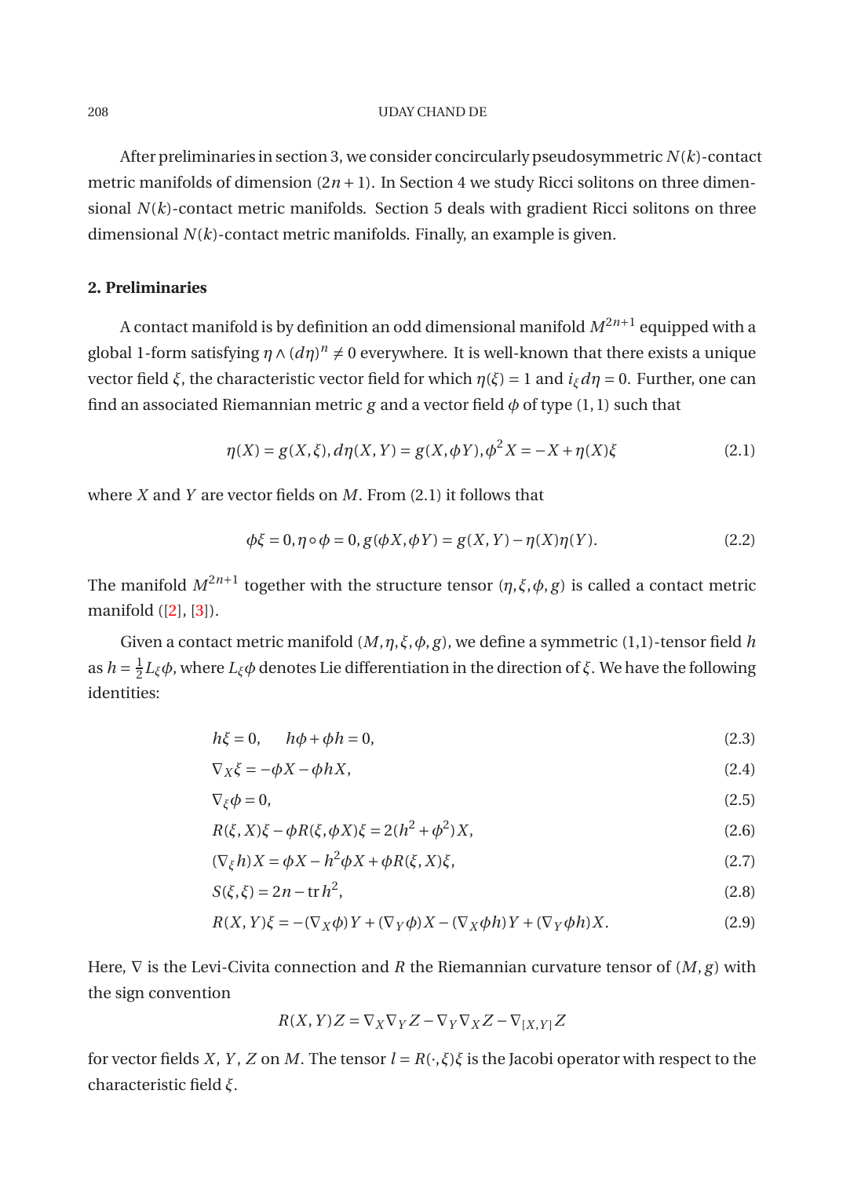After preliminaries in section 3, we consider concircularly pseudosymmetric $N(k)$-contact metric manifolds of dimension $(2n+1)$. In Section 4 we study Ricci solitons on three dimensional $N(k)$-contact metric manifolds. Section 5 deals with gradient Ricci solitons on three dimensional $N(k)$-contact metric manifolds. Finally, an example is given.

## 2. Preliminaries

A contact manifold is by definition an odd dimensional manifold $M^{2n+1}$ equipped with a global 1-form satisfying $\eta \wedge (d\eta)^n \neq 0$ everywhere. It is well-known that there exists a unique vector field $\xi$, the characteristic vector field for which $\eta(\xi) = 1$ and $i_\xi d\eta = 0$. Further, one can find an associated Riemannian metric $g$ and a vector field $\phi$ of type $(1,1)$ such that

$$\eta(X) = g(X,\xi), d\eta(X,Y) = g(X,\phi Y), \phi^2 X = -X + \eta(X)\xi \tag{2.1}$$

where $X$ and $Y$ are vector fields on $M$. From (2.1) it follows that

$$\phi\xi = 0, \eta \circ \phi = 0, g(\phi X, \phi Y) = g(X,Y) - \eta(X)\eta(Y). \tag{2.2}$$

The manifold $M^{2n+1}$ together with the structure tensor $(\eta,\xi,\phi,g)$ is called a contact metric manifold ([2], [3]).

Given a contact metric manifold $(M,\eta,\xi,\phi,g)$, we define a symmetric (1,1)-tensor field $h$ as $h = \frac{1}{2}L_\xi\phi$, where $L_\xi\phi$ denotes Lie differentiation in the direction of $\xi$. We have the following identities:

$$h\xi = 0, \qquad h\phi + \phi h = 0, \tag{2.3}$$

$$\nabla_X \xi = -\phi X - \phi h X, \tag{2.4}$$

$$\nabla_\xi \phi = 0, \tag{2.5}$$

$$R(\xi, X)\xi - \phi R(\xi, \phi X)\xi = 2(h^2 + \phi^2)X, \tag{2.6}$$

$$(\nabla_\xi h)X = \phi X - h^2\phi X + \phi R(\xi, X)\xi, \tag{2.7}$$

$$S(\xi,\xi) = 2n - \operatorname{tr} h^2, \tag{2.8}$$

$$R(X,Y)\xi = -(\nabla_X\phi)Y + (\nabla_Y\phi)X - (\nabla_X\phi h)Y + (\nabla_Y\phi h)X. \tag{2.9}$$

Here, $\nabla$ is the Levi-Civita connection and $R$ the Riemannian curvature tensor of $(M,g)$ with the sign convention

$$R(X,Y)Z = \nabla_X\nabla_Y Z - \nabla_Y\nabla_X Z - \nabla_{[X,Y]}Z$$

for vector fields $X$, $Y$, $Z$ on $M$. The tensor $l = R(\cdot,\xi)\xi$ is the Jacobi operator with respect to the characteristic field $\xi$.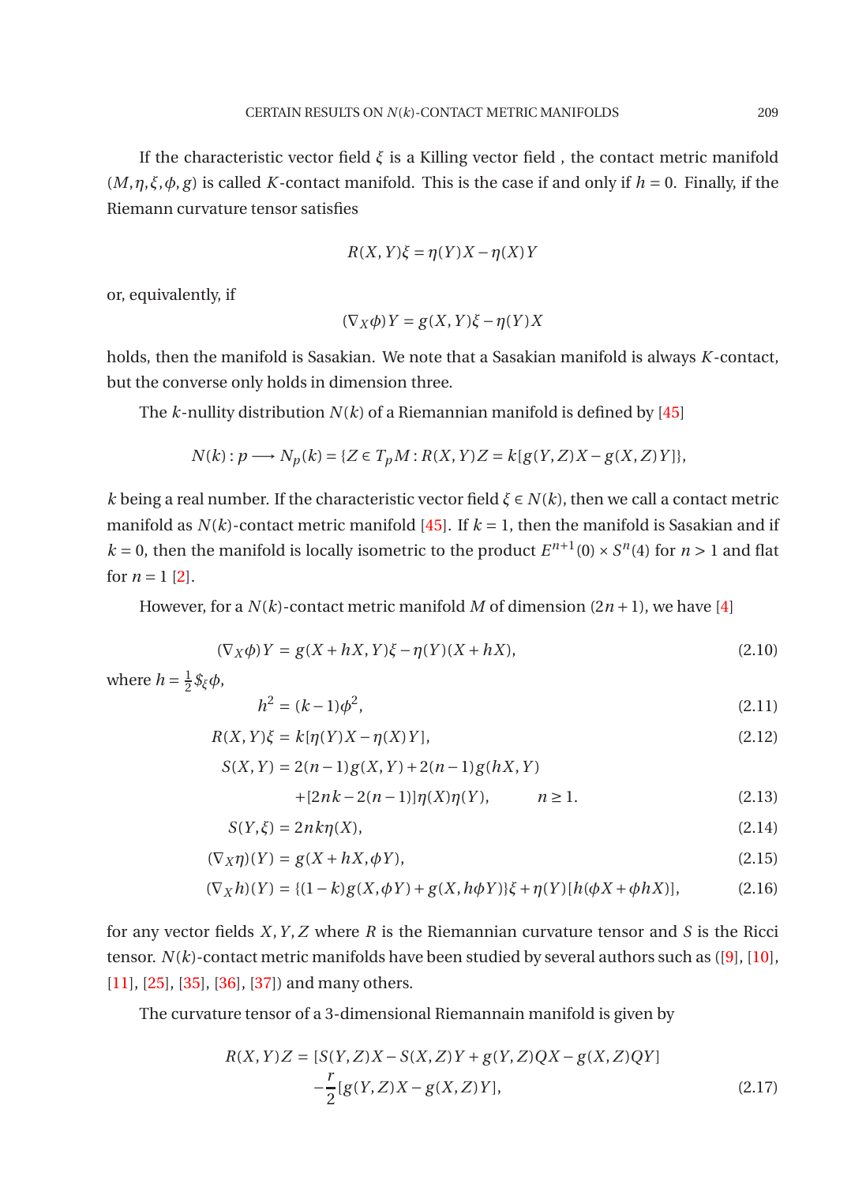If the characteristic vector field $\xi$ is a Killing vector field , the contact metric manifold $(M, \eta, \xi, \phi, g)$ is called $K$-contact manifold. This is the case if and only if $h = 0$. Finally, if the Riemann curvature tensor satisfies

$$R(X,Y)\xi = \eta(Y)X - \eta(X)Y$$

or, equivalently, if

$$(\nabla_X \phi)Y = g(X,Y)\xi - \eta(Y)X$$

holds, then the manifold is Sasakian. We note that a Sasakian manifold is always $K$-contact, but the converse only holds in dimension three.

The $k$-nullity distribution $N(k)$ of a Riemannian manifold is defined by [45]

$$N(k) : p \longrightarrow N_p(k) = \{Z \in T_pM : R(X,Y)Z = k[g(Y,Z)X - g(X,Z)Y]\},$$

$k$ being a real number. If the characteristic vector field $\xi \in N(k)$, then we call a contact metric manifold as $N(k)$-contact metric manifold [45]. If $k = 1$, then the manifold is Sasakian and if $k = 0$, then the manifold is locally isometric to the product $E^{n+1}(0) \times S^n(4)$ for $n > 1$ and flat for $n = 1$ [2].

However, for a $N(k)$-contact metric manifold $M$ of dimension $(2n+1)$, we have [4]

$$(\nabla_X \phi)Y = g(X + hX, Y)\xi - \eta(Y)(X + hX), \tag{2.10}$$

where $h = \frac{1}{2}\$_\xi \phi$,

$$h^2 = (k-1)\phi^2, \tag{2.11}$$

$$R(X,Y)\xi = k[\eta(Y)X - \eta(X)Y], \tag{2.12}$$

$$\begin{aligned} S(X,Y) &= 2(n-1)g(X,Y) + 2(n-1)g(hX,Y) \\ &\quad + [2nk - 2(n-1)]\eta(X)\eta(Y), \qquad n \geq 1. \end{aligned} \tag{2.13}$$

$$S(Y,\xi) = 2nk\eta(X), \tag{2.14}$$

$$(\nabla_X \eta)(Y) = g(X + hX, \phi Y), \tag{2.15}$$

$$(\nabla_X h)(Y) = \{(1-k)g(X,\phi Y) + g(X, h\phi Y)\}\xi + \eta(Y)[h(\phi X + \phi hX)], \tag{2.16}$$

for any vector fields $X, Y, Z$ where $R$ is the Riemannian curvature tensor and $S$ is the Ricci tensor. $N(k)$-contact metric manifolds have been studied by several authors such as ([9], [10], [11], [25], [35], [36], [37]) and many others.

The curvature tensor of a 3-dimensional Riemannain manifold is given by

$$\begin{aligned} R(X,Y)Z &= [S(Y,Z)X - S(X,Z)Y + g(Y,Z)QX - g(X,Z)QY] \\ &\quad - \frac{r}{2}[g(Y,Z)X - g(X,Z)Y], \end{aligned} \tag{2.17}$$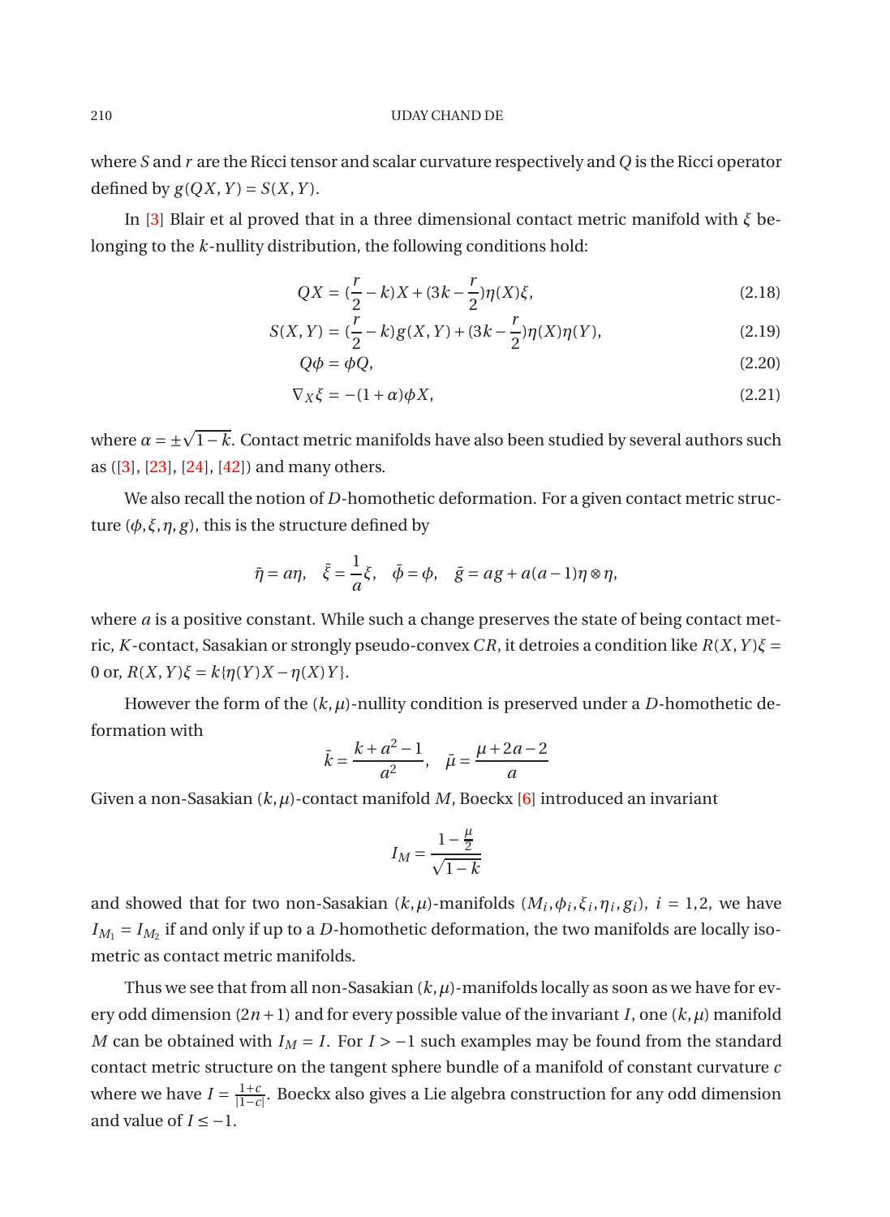where $S$ and $r$ are the Ricci tensor and scalar curvature respectively and $Q$ is the Ricci operator defined by $g(QX,Y) = S(X,Y)$.

In [3] Blair et al proved that in a three dimensional contact metric manifold with $\xi$ belonging to the $k$-nullity distribution, the following conditions hold:

$$QX = (\frac{r}{2} - k)X + (3k - \frac{r}{2})\eta(X)\xi, \tag{2.18}$$

$$S(X,Y) = (\frac{r}{2} - k)g(X,Y) + (3k - \frac{r}{2})\eta(X)\eta(Y), \tag{2.19}$$

$$Q\phi = \phi Q, \tag{2.20}$$

$$\nabla_X \xi = -(1+\alpha)\phi X, \tag{2.21}$$

where $\alpha = \pm\sqrt{1-k}$. Contact metric manifolds have also been studied by several authors such as ([3], [23], [24], [42]) and many others.

We also recall the notion of $D$-homothetic deformation. For a given contact metric structure $(\phi, \xi, \eta, g)$, this is the structure defined by

$$\bar{\eta} = a\eta, \quad \bar{\xi} = \frac{1}{a}\xi, \quad \bar{\phi} = \phi, \quad \bar{g} = ag + a(a-1)\eta\otimes\eta,$$

where $a$ is a positive constant. While such a change preserves the state of being contact metric, $K$-contact, Sasakian or strongly pseudo-convex $CR$, it detroies a condition like $R(X,Y)\xi = 0$ or, $R(X,Y)\xi = k\{\eta(Y)X - \eta(X)Y\}$.

However the form of the $(k,\mu)$-nullity condition is preserved under a $D$-homothetic deformation with

$$\bar{k} = \frac{k + a^2 - 1}{a^2}, \quad \bar{\mu} = \frac{\mu + 2a - 2}{a}$$

Given a non-Sasakian $(k,\mu)$-contact manifold $M$, Boeckx [6] introduced an invariant

$$I_M = \frac{1 - \frac{\mu}{2}}{\sqrt{1-k}}$$

and showed that for two non-Sasakian $(k,\mu)$-manifolds $(M_i, \phi_i, \xi_i, \eta_i, g_i)$, $i = 1,2$, we have $I_{M_1} = I_{M_2}$ if and only if up to a $D$-homothetic deformation, the two manifolds are locally isometric as contact metric manifolds.

Thus we see that from all non-Sasakian $(k,\mu)$-manifolds locally as soon as we have for every odd dimension $(2n+1)$ and for every possible value of the invariant $I$, one $(k,\mu)$ manifold $M$ can be obtained with $I_M = I$. For $I > -1$ such examples may be found from the standard contact metric structure on the tangent sphere bundle of a manifold of constant curvature $c$ where we have $I = \frac{1+c}{|1-c|}$. Boeckx also gives a Lie algebra construction for any odd dimension and value of $I \leq -1$.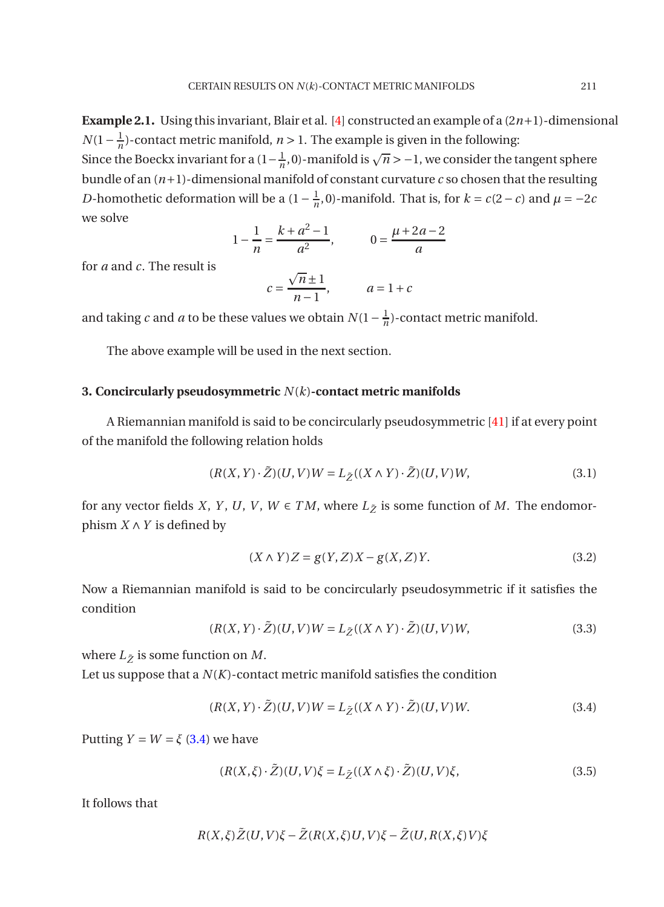**Example 2.1.** Using this invariant, Blair et al. [4] constructed an example of a $(2n+1)$-dimensional $N(1-\frac{1}{n})$-contact metric manifold, $n > 1$. The example is given in the following:
Since the Boeckx invariant for a $(1-\frac{1}{n}, 0)$-manifold is $\sqrt{n} > -1$, we consider the tangent sphere bundle of an $(n+1)$-dimensional manifold of constant curvature $c$ so chosen that the resulting $D$-homothetic deformation will be a $(1-\frac{1}{n}, 0)$-manifold. That is, for $k = c(2-c)$ and $\mu = -2c$ we solve

$$1 - \frac{1}{n} = \frac{k + a^2 - 1}{a^2}, \qquad 0 = \frac{\mu + 2a - 2}{a}$$

for $a$ and $c$. The result is

$$c = \frac{\sqrt{n} \pm 1}{n-1}, \qquad a = 1 + c$$

and taking $c$ and $a$ to be these values we obtain $N(1-\frac{1}{n})$-contact metric manifold.

The above example will be used in the next section.

## 3. Concircularly pseudosymmetric $N(k)$-contact metric manifolds

A Riemannian manifold is said to be concircularly pseudosymmetric [41] if at every point of the manifold the following relation holds

$$(R(X,Y)\cdot \tilde{Z})(U,V)W = L_{\tilde{Z}}((X \wedge Y)\cdot \tilde{Z})(U,V)W, \tag{3.1}$$

for any vector fields $X$, $Y$, $U$, $V$, $W \in TM$, where $L_{\tilde{Z}}$ is some function of $M$. The endomorphism $X \wedge Y$ is defined by

$$(X \wedge Y)Z = g(Y,Z)X - g(X,Z)Y. \tag{3.2}$$

Now a Riemannian manifold is said to be concircularly pseudosymmetric if it satisfies the condition

$$(R(X,Y)\cdot \tilde{Z})(U,V)W = L_{\tilde{Z}}((X \wedge Y)\cdot \tilde{Z})(U,V)W, \tag{3.3}$$

where $L_{\tilde{Z}}$ is some function on $M$.
Let us suppose that a $N(K)$-contact metric manifold satisfies the condition

$$(R(X,Y)\cdot \tilde{Z})(U,V)W = L_{\tilde{Z}}((X \wedge Y)\cdot \tilde{Z})(U,V)W. \tag{3.4}$$

Putting $Y = W = \xi$ (3.4) we have

$$(R(X,\xi)\cdot \tilde{Z})(U,V)\xi = L_{\tilde{Z}}((X \wedge \xi)\cdot \tilde{Z})(U,V)\xi, \tag{3.5}$$

It follows that

$$R(X,\xi)\tilde{Z}(U,V)\xi - \tilde{Z}(R(X,\xi)U,V)\xi - \tilde{Z}(U,R(X,\xi)V)\xi$$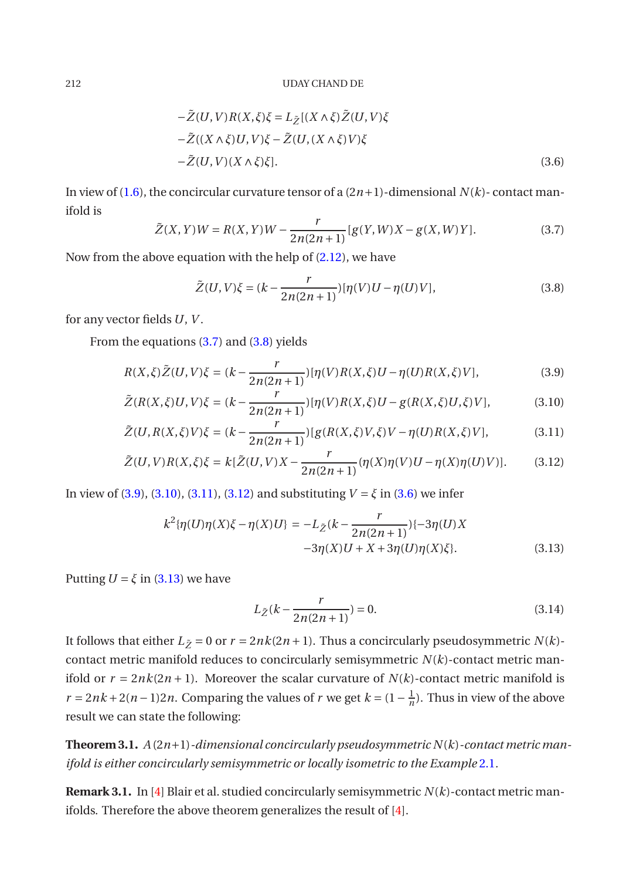$$
\begin{aligned}
-\tilde{Z}(U,V)R(X,\xi)\xi &= L_{\tilde{Z}}[(X\wedge\xi)\tilde{Z}(U,V)\xi \\
&-\tilde{Z}((X\wedge\xi)U,V)\xi - \tilde{Z}(U,(X\wedge\xi)V)\xi \\
&-\tilde{Z}(U,V)(X\wedge\xi)\xi].
\end{aligned}
\tag{3.6}
$$

In view of (1.6), the concircular curvature tensor of a $(2n+1)$-dimensional $N(k)$- contact manifold is

$$
\tilde{Z}(X,Y)W = R(X,Y)W - \frac{r}{2n(2n+1)}[g(Y,W)X - g(X,W)Y]. \tag{3.7}
$$

Now from the above equation with the help of (2.12), we have

$$
\tilde{Z}(U,V)\xi = (k - \frac{r}{2n(2n+1)})[\eta(V)U - \eta(U)V], \tag{3.8}
$$

for any vector fields $U$, $V$.

From the equations (3.7) and (3.8) yields

$$
R(X,\xi)\tilde{Z}(U,V)\xi = (k - \frac{r}{2n(2n+1)})[\eta(V)R(X,\xi)U - \eta(U)R(X,\xi)V], \tag{3.9}
$$

$$
\tilde{Z}(R(X,\xi)U,V)\xi = (k - \frac{r}{2n(2n+1)})[\eta(V)R(X,\xi)U - g(R(X,\xi)U,\xi)V], \tag{3.10}
$$

$$
\tilde{Z}(U,R(X,\xi)V)\xi = (k - \frac{r}{2n(2n+1)})[g(R(X,\xi)V,\xi)V - \eta(U)R(X,\xi)V], \tag{3.11}
$$

$$
\tilde{Z}(U,V)R(X,\xi)\xi = k[\tilde{Z}(U,V)X - \frac{r}{2n(2n+1)}(\eta(X)\eta(V)U - \eta(X)\eta(U)V)]. \tag{3.12}
$$

In view of (3.9), (3.10), (3.11), (3.12) and substituting $V=\xi$ in (3.6) we infer

$$
\begin{aligned}
k^2\{\eta(U)\eta(X)\xi - \eta(X)U\} &= -L_{\tilde{Z}}(k - \frac{r}{2n(2n+1)})\{-3\eta(U)X \\
&\quad -3\eta(X)U + X + 3\eta(U)\eta(X)\xi\}.
\end{aligned}
\tag{3.13}
$$

Putting $U=\xi$ in (3.13) we have

$$
L_{\tilde{Z}}(k - \frac{r}{2n(2n+1)}) = 0. \tag{3.14}
$$

It follows that either $L_{\tilde{Z}} = 0$ or $r = 2nk(2n+1)$. Thus a concircularly pseudosymmetric $N(k)$-contact metric manifold reduces to concircularly semisymmetric $N(k)$-contact metric manifold or $r = 2nk(2n+1)$. Moreover the scalar curvature of $N(k)$-contact metric manifold is $r = 2nk + 2(n-1)2n$. Comparing the values of $r$ we get $k = (1 - \frac{1}{n})$. Thus in view of the above result we can state the following:

**Theorem 3.1.** *A $(2n+1)$-dimensional concircularly pseudosymmetric $N(k)$-contact metric manifold is either concircularly semisymmetric or locally isometric to the Example 2.1.*

**Remark 3.1.** In [4] Blair et al. studied concircularly semisymmetric $N(k)$-contact metric manifolds. Therefore the above theorem generalizes the result of [4].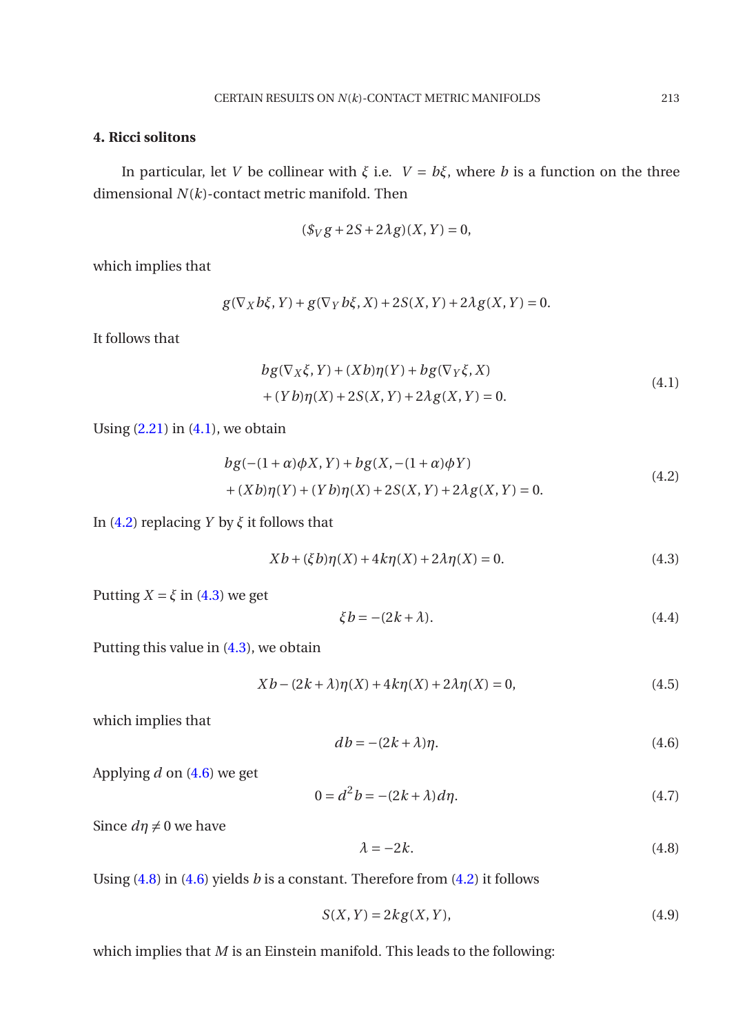## 4. Ricci solitons

In particular, let $V$ be collinear with $\xi$ i.e. $V = b\xi$, where $b$ is a function on the three dimensional $N(k)$-contact metric manifold. Then

$$(\pounds_V g + 2S + 2\lambda g)(X, Y) = 0,$$

which implies that

$$g(\nabla_X b\xi, Y) + g(\nabla_Y b\xi, X) + 2S(X, Y) + 2\lambda g(X, Y) = 0.$$

It follows that

$$\begin{aligned} & bg(\nabla_X \xi, Y) + (Xb)\eta(Y) + bg(\nabla_Y \xi, X) \\ & + (Yb)\eta(X) + 2S(X, Y) + 2\lambda g(X, Y) = 0. \end{aligned} \tag{4.1}$$

Using (2.21) in (4.1), we obtain

$$\begin{aligned} & bg(-(1+\alpha)\phi X, Y) + bg(X, -(1+\alpha)\phi Y) \\ & + (Xb)\eta(Y) + (Yb)\eta(X) + 2S(X, Y) + 2\lambda g(X, Y) = 0. \end{aligned} \tag{4.2}$$

In (4.2) replacing $Y$ by $\xi$ it follows that

$$Xb + (\xi b)\eta(X) + 4k\eta(X) + 2\lambda\eta(X) = 0. \tag{4.3}$$

Putting $X = \xi$ in (4.3) we get

$$\xi b = -(2k + \lambda). \tag{4.4}$$

Putting this value in (4.3), we obtain

$$Xb - (2k + \lambda)\eta(X) + 4k\eta(X) + 2\lambda\eta(X) = 0, \tag{4.5}$$

which implies that

$$db = -(2k + \lambda)\eta. \tag{4.6}$$

Applying $d$ on (4.6) we get

$$0 = d^2 b = -(2k + \lambda)d\eta. \tag{4.7}$$

Since $d\eta \neq 0$ we have

$$\lambda = -2k. \tag{4.8}$$

Using (4.8) in (4.6) yields $b$ is a constant. Therefore from (4.2) it follows

$$S(X, Y) = 2kg(X, Y), \tag{4.9}$$

which implies that $M$ is an Einstein manifold. This leads to the following: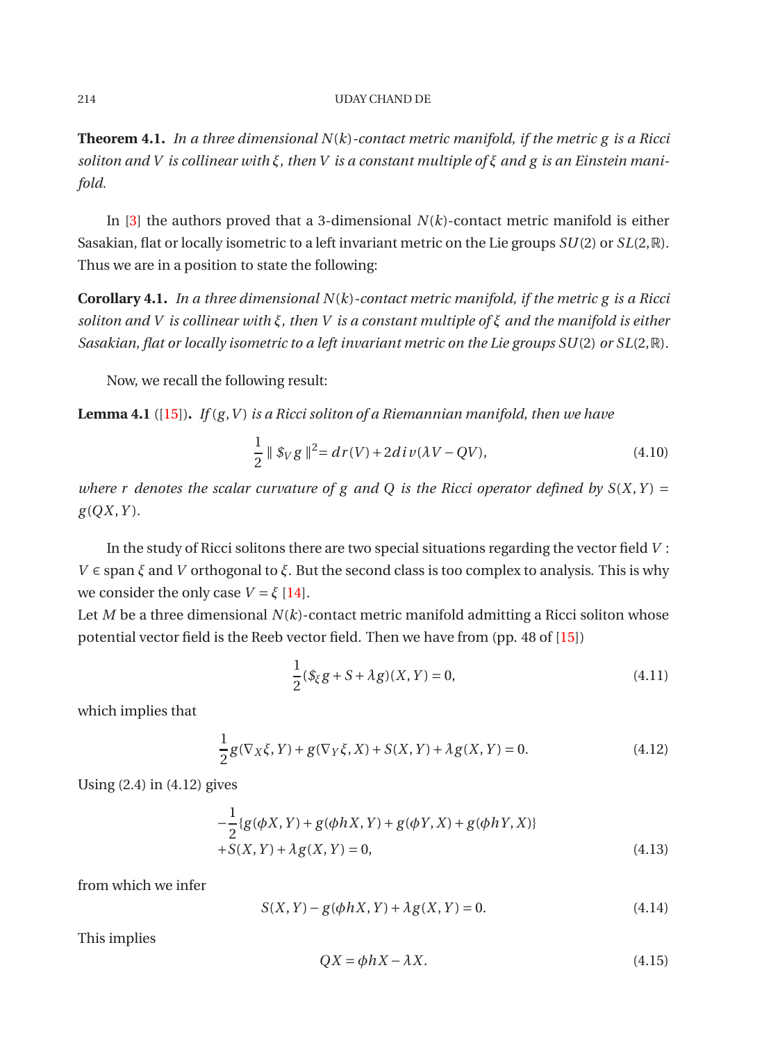**Theorem 4.1.** *In a three dimensional $N(k)$-contact metric manifold, if the metric $g$ is a Ricci soliton and $V$ is collinear with $\xi$, then $V$ is a constant multiple of $\xi$ and $g$ is an Einstein manifold.*

In [3] the authors proved that a 3-dimensional $N(k)$-contact metric manifold is either Sasakian, flat or locally isometric to a left invariant metric on the Lie groups $SU(2)$ or $SL(2,\mathbb{R})$. Thus we are in a position to state the following:

**Corollary 4.1.** *In a three dimensional $N(k)$-contact metric manifold, if the metric $g$ is a Ricci soliton and $V$ is collinear with $\xi$, then $V$ is a constant multiple of $\xi$ and the manifold is either Sasakian, flat or locally isometric to a left invariant metric on the Lie groups $SU(2)$ or $SL(2,\mathbb{R})$.*

Now, we recall the following result:

**Lemma 4.1** ([15])**.** *If $(g,V)$ is a Ricci soliton of a Riemannian manifold, then we have*

$$\frac{1}{2}\parallel \$_V g \parallel^2 = dr(V) + 2div(\lambda V - QV), \tag{4.10}$$

*where $r$ denotes the scalar curvature of $g$ and $Q$ is the Ricci operator defined by $S(X,Y) = g(QX,Y)$.*

In the study of Ricci solitons there are two special situations regarding the vector field $V$ : $V \in$ span $\xi$ and $V$ orthogonal to $\xi$. But the second class is too complex to analysis. This is why we consider the only case $V = \xi$ [14].

Let $M$ be a three dimensional $N(k)$-contact metric manifold admitting a Ricci soliton whose potential vector field is the Reeb vector field. Then we have from (pp. 48 of [15])

$$\frac{1}{2}(\$_\xi g + S + \lambda g)(X,Y) = 0, \tag{4.11}$$

which implies that

$$\frac{1}{2}g(\nabla_X \xi, Y) + g(\nabla_Y \xi, X) + S(X,Y) + \lambda g(X,Y) = 0. \tag{4.12}$$

Using (2.4) in (4.12) gives

$$\begin{aligned}&-\frac{1}{2}\{g(\phi X,Y) + g(\phi hX,Y) + g(\phi Y,X) + g(\phi hY,X)\}\\&+S(X,Y) + \lambda g(X,Y) = 0,\end{aligned} \tag{4.13}$$

from which we infer

$$S(X,Y) - g(\phi hX,Y) + \lambda g(X,Y) = 0. \tag{4.14}$$

This implies

$$QX = \phi hX - \lambda X. \tag{4.15}$$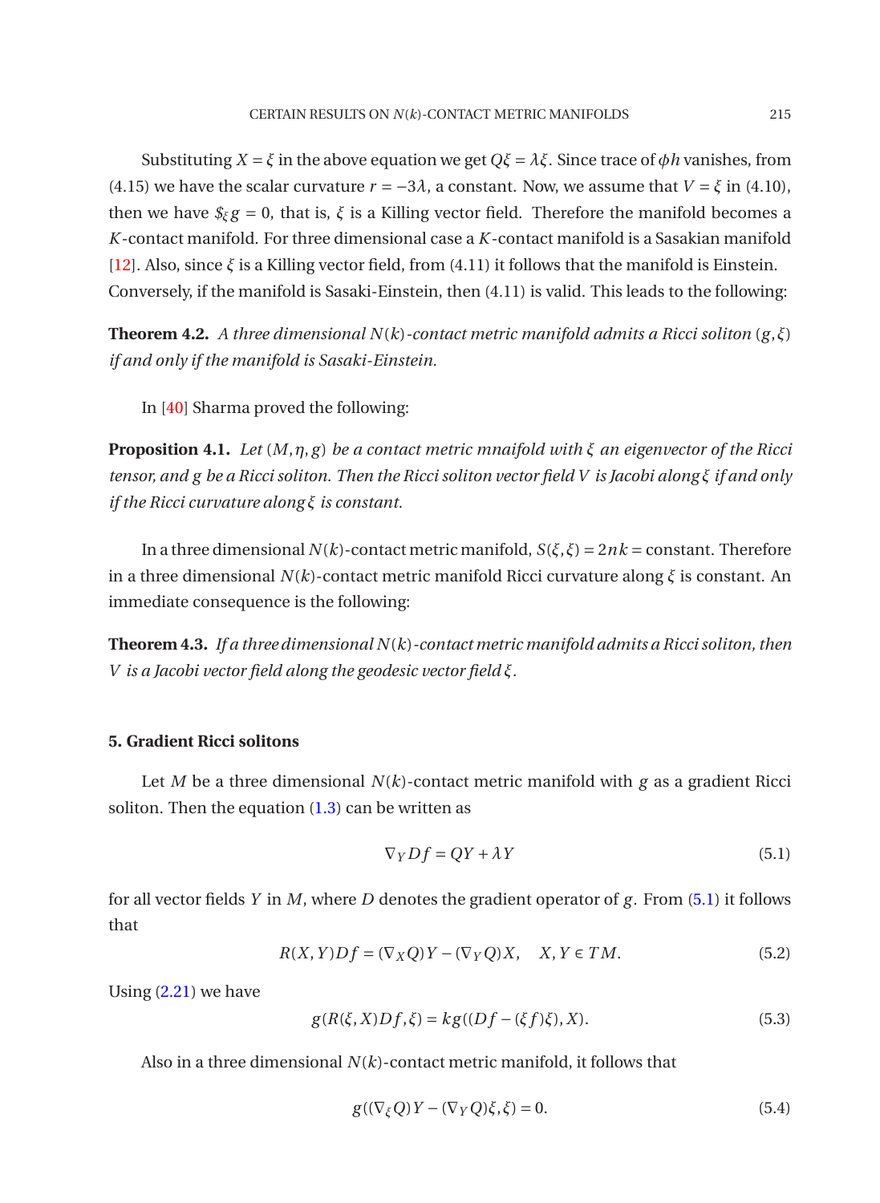Substituting $X = \xi$ in the above equation we get $Q\xi = \lambda\xi$. Since trace of $\phi h$ vanishes, from (4.15) we have the scalar curvature $r = -3\lambda$, a constant. Now, we assume that $V = \xi$ in (4.10), then we have $\pounds_\xi g = 0$, that is, $\xi$ is a Killing vector field. Therefore the manifold becomes a $K$-contact manifold. For three dimensional case a $K$-contact manifold is a Sasakian manifold [12]. Also, since $\xi$ is a Killing vector field, from (4.11) it follows that the manifold is Einstein. Conversely, if the manifold is Sasaki-Einstein, then (4.11) is valid. This leads to the following:

**Theorem 4.2.** *A three dimensional $N(k)$-contact metric manifold admits a Ricci soliton $(g, \xi)$ if and only if the manifold is Sasaki-Einstein.*

In [40] Sharma proved the following:

**Proposition 4.1.** *Let $(M, \eta, g)$ be a contact metric mnaifold with $\xi$ an eigenvector of the Ricci tensor, and $g$ be a Ricci soliton. Then the Ricci soliton vector field $V$ is Jacobi along $\xi$ if and only if the Ricci curvature along $\xi$ is constant.*

In a three dimensional $N(k)$-contact metric manifold, $S(\xi, \xi) = 2nk =$ constant. Therefore in a three dimensional $N(k)$-contact metric manifold Ricci curvature along $\xi$ is constant. An immediate consequence is the following:

**Theorem 4.3.** *If a three dimensional $N(k)$-contact metric manifold admits a Ricci soliton, then $V$ is a Jacobi vector field along the geodesic vector field $\xi$.*

## 5. Gradient Ricci solitons

Let $M$ be a three dimensional $N(k)$-contact metric manifold with $g$ as a gradient Ricci soliton. Then the equation (1.3) can be written as

$$\nabla_Y Df = QY + \lambda Y \tag{5.1}$$

for all vector fields $Y$ in $M$, where $D$ denotes the gradient operator of $g$. From (5.1) it follows that

$$R(X, Y)Df = (\nabla_X Q)Y - (\nabla_Y Q)X, \quad X, Y \in TM. \tag{5.2}$$

Using (2.21) we have

$$g(R(\xi, X)Df, \xi) = kg((Df - (\xi f)\xi), X). \tag{5.3}$$

Also in a three dimensional $N(k)$-contact metric manifold, it follows that

$$g((\nabla_\xi Q)Y - (\nabla_Y Q)\xi, \xi) = 0. \tag{5.4}$$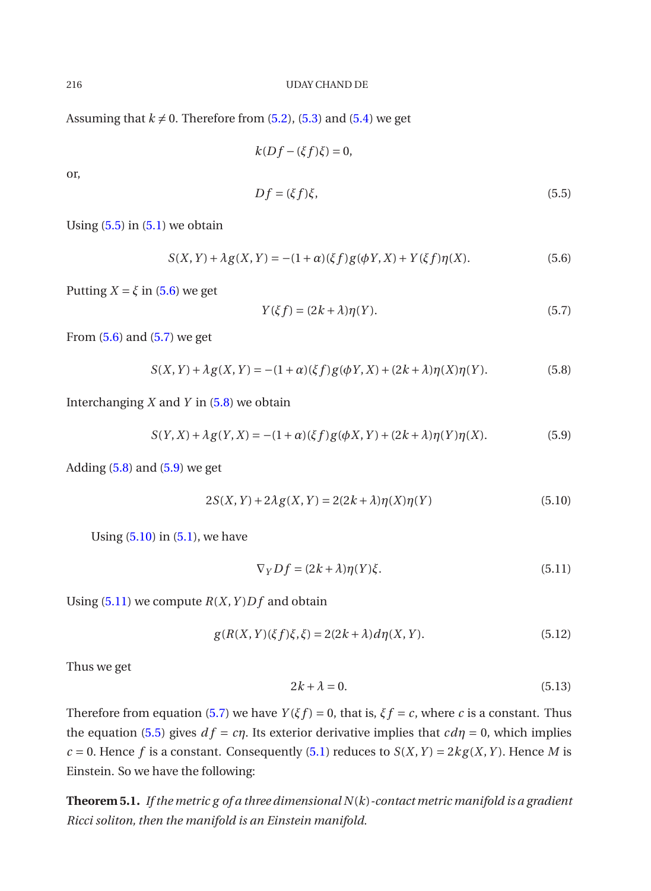Assuming that $k \neq 0$. Therefore from (5.2), (5.3) and (5.4) we get

$$k(Df - (\xi f)\xi) = 0,$$

or,

$$Df = (\xi f)\xi, \tag{5.5}$$

Using (5.5) in (5.1) we obtain

$$S(X,Y) + \lambda g(X,Y) = -(1+\alpha)(\xi f) g(\phi Y, X) + Y(\xi f)\eta(X). \tag{5.6}$$

Putting $X = \xi$ in (5.6) we get

$$Y(\xi f) = (2k+\lambda)\eta(Y). \tag{5.7}$$

From (5.6) and (5.7) we get

$$S(X,Y) + \lambda g(X,Y) = -(1+\alpha)(\xi f) g(\phi Y, X) + (2k+\lambda)\eta(X)\eta(Y). \tag{5.8}$$

Interchanging $X$ and $Y$ in (5.8) we obtain

$$S(Y,X) + \lambda g(Y,X) = -(1+\alpha)(\xi f) g(\phi X, Y) + (2k+\lambda)\eta(Y)\eta(X). \tag{5.9}$$

Adding (5.8) and (5.9) we get

$$2S(X,Y) + 2\lambda g(X,Y) = 2(2k+\lambda)\eta(X)\eta(Y) \tag{5.10}$$

Using (5.10) in (5.1), we have

$$\nabla_Y Df = (2k+\lambda)\eta(Y)\xi. \tag{5.11}$$

Using (5.11) we compute $R(X,Y)Df$ and obtain

$$g(R(X,Y)(\xi f)\xi, \xi) = 2(2k+\lambda) d\eta(X,Y). \tag{5.12}$$

Thus we get

$$2k + \lambda = 0. \tag{5.13}$$

Therefore from equation (5.7) we have $Y(\xi f) = 0$, that is, $\xi f = c$, where $c$ is a constant. Thus the equation (5.5) gives $df = c\eta$. Its exterior derivative implies that $c d\eta = 0$, which implies $c = 0$. Hence $f$ is a constant. Consequently (5.1) reduces to $S(X,Y) = 2k g(X,Y)$. Hence $M$ is Einstein. So we have the following:

**Theorem 5.1.** *If the metric $g$ of a three dimensional $N(k)$-contact metric manifold is a gradient Ricci soliton, then the manifold is an Einstein manifold.*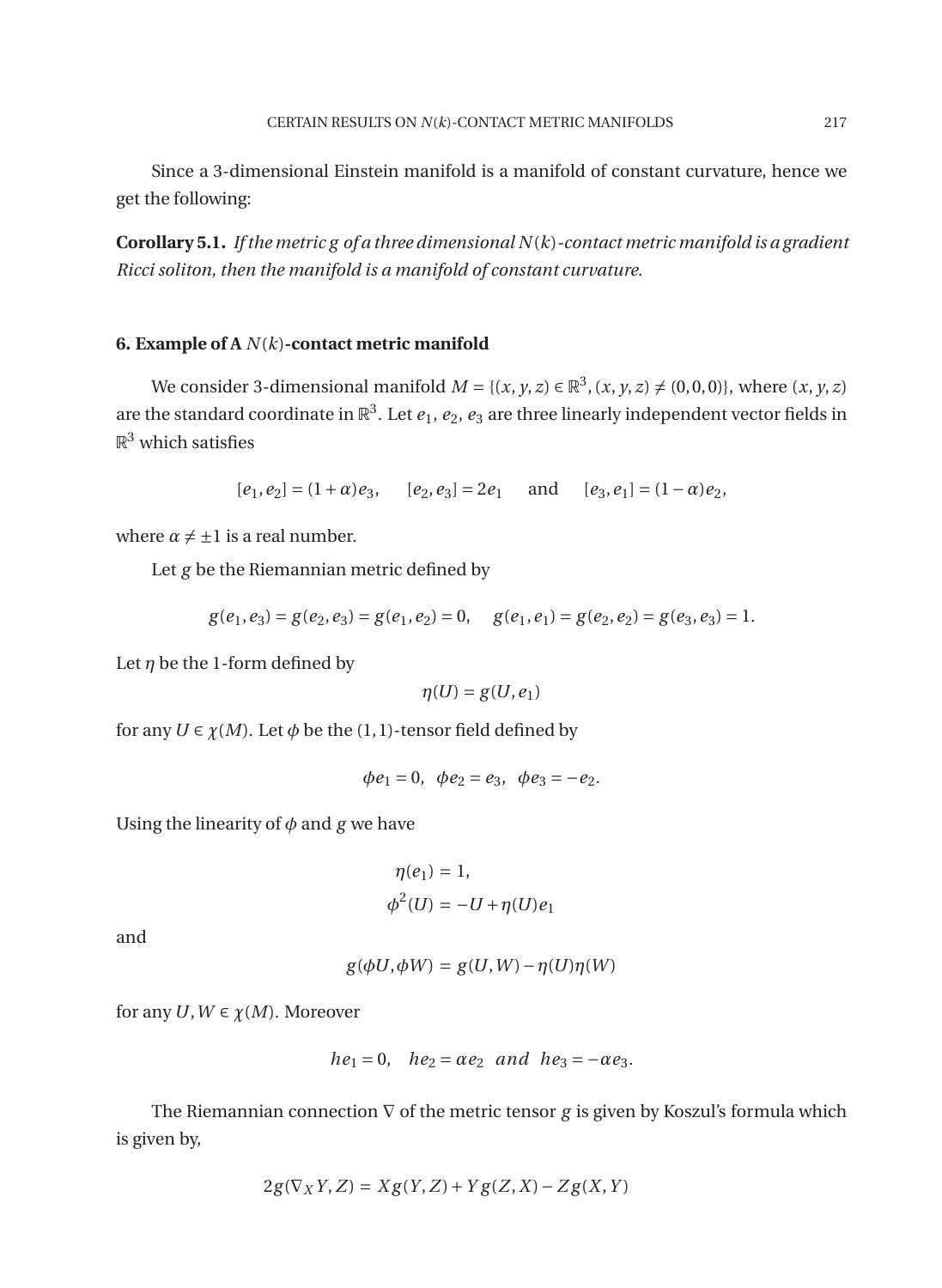Since a 3-dimensional Einstein manifold is a manifold of constant curvature, hence we get the following:

**Corollary 5.1.** *If the metric $g$ of a three dimensional $N(k)$-contact metric manifold is a gradient Ricci soliton, then the manifold is a manifold of constant curvature.*

## 6. Example of A $N(k)$-contact metric manifold

We consider 3-dimensional manifold $M = \{(x, y, z) \in \mathbb{R}^3, (x, y, z) \neq (0, 0, 0)\}$, where $(x, y, z)$ are the standard coordinate in $\mathbb{R}^3$. Let $e_1$, $e_2$, $e_3$ are three linearly independent vector fields in $\mathbb{R}^3$ which satisfies

$$[e_1, e_2] = (1+\alpha)e_3, \quad [e_2, e_3] = 2e_1 \quad \text{and} \quad [e_3, e_1] = (1-\alpha)e_2,$$

where $\alpha \neq \pm 1$ is a real number.

Let $g$ be the Riemannian metric defined by

$$g(e_1, e_3) = g(e_2, e_3) = g(e_1, e_2) = 0, \quad g(e_1, e_1) = g(e_2, e_2) = g(e_3, e_3) = 1.$$

Let $\eta$ be the 1-form defined by

$$\eta(U) = g(U, e_1)$$

for any $U \in \chi(M)$. Let $\phi$ be the $(1,1)$-tensor field defined by

$$\phi e_1 = 0, \quad \phi e_2 = e_3, \quad \phi e_3 = -e_2.$$

Using the linearity of $\phi$ and $g$ we have

$$\eta(e_1) = 1,$$
$$\phi^2(U) = -U + \eta(U)e_1$$

and

$$g(\phi U, \phi W) = g(U, W) - \eta(U)\eta(W)$$

for any $U, W \in \chi(M)$. Moreover

$$he_1 = 0, \quad he_2 = \alpha e_2 \quad and \quad he_3 = -\alpha e_3.$$

The Riemannian connection $\nabla$ of the metric tensor $g$ is given by Koszul's formula which is given by,

$$2g(\nabla_X Y, Z) = Xg(Y, Z) + Yg(Z, X) - Zg(X, Y)$$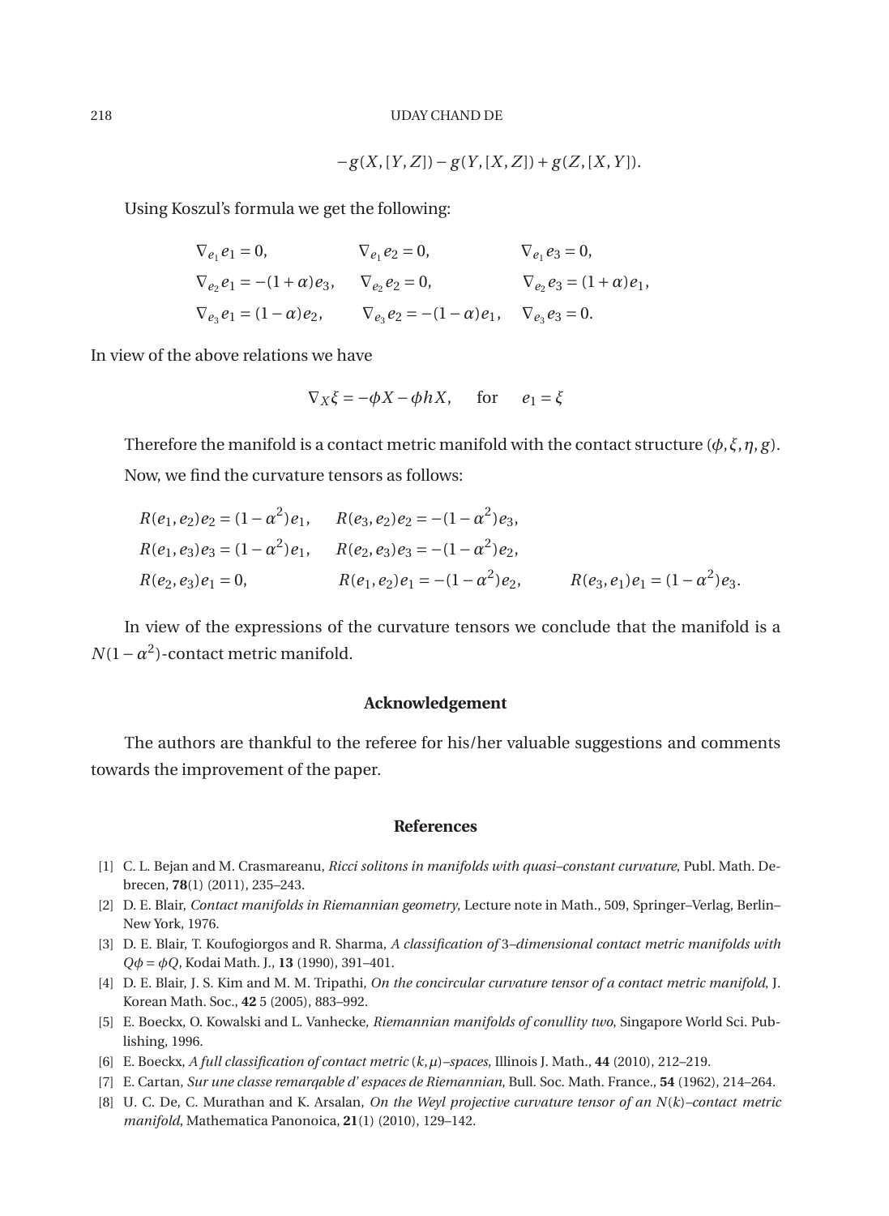$$-g(X,[Y,Z]) - g(Y,[X,Z]) + g(Z,[X,Y]).$$

Using Koszul's formula we get the following:

$$\begin{array}{lll}
\nabla_{e_1} e_1 = 0, & \nabla_{e_1} e_2 = 0, & \nabla_{e_1} e_3 = 0, \\
\nabla_{e_2} e_1 = -(1+\alpha) e_3, & \nabla_{e_2} e_2 = 0, & \nabla_{e_2} e_3 = (1+\alpha) e_1, \\
\nabla_{e_3} e_1 = (1-\alpha) e_2, & \nabla_{e_3} e_2 = -(1-\alpha) e_1, & \nabla_{e_3} e_3 = 0.
\end{array}$$

In view of the above relations we have

$$\nabla_X \xi = -\phi X - \phi h X, \quad \text{for} \quad e_1 = \xi$$

Therefore the manifold is a contact metric manifold with the contact structure $(\phi, \xi, \eta, g)$.

Now, we find the curvature tensors as follows:

$$\begin{array}{lll}
R(e_1, e_2)e_2 = (1-\alpha^2) e_1, & R(e_3, e_2)e_2 = -(1-\alpha^2) e_3, & \\
R(e_1, e_3)e_3 = (1-\alpha^2) e_1, & R(e_2, e_3)e_3 = -(1-\alpha^2) e_2, & \\
R(e_2, e_3)e_1 = 0, & R(e_1, e_2)e_1 = -(1-\alpha^2) e_2, & R(e_3, e_1)e_1 = (1-\alpha^2) e_3.
\end{array}$$

In view of the expressions of the curvature tensors we conclude that the manifold is a $N(1-\alpha^2)$-contact metric manifold.

### Acknowledgement

The authors are thankful to the referee for his/her valuable suggestions and comments towards the improvement of the paper.

### References

[1] C. L. Bejan and M. Crasmareanu, *Ricci solitons in manifolds with quasi–constant curvature*, Publ. Math. Debrecen, **78**(1) (2011), 235–243.

[2] D. E. Blair, *Contact manifolds in Riemannian geometry*, Lecture note in Math., 509, Springer–Verlag, Berlin–New York, 1976.

[3] D. E. Blair, T. Koufogiorgos and R. Sharma, *A classification of* 3*–dimensional contact metric manifolds with* $Q\phi = \phi Q$, Kodai Math. J., **13** (1990), 391–401.

[4] D. E. Blair, J. S. Kim and M. M. Tripathi, *On the concircular curvature tensor of a contact metric manifold*, J. Korean Math. Soc., **42** 5 (2005), 883–992.

[5] E. Boeckx, O. Kowalski and L. Vanhecke, *Riemannian manifolds of conullity two*, Singapore World Sci. Publishing, 1996.

[6] E. Boeckx, *A full classification of contact metric* $(k,\mu)$*–spaces*, Illinois J. Math., **44** (2010), 212–219.

[7] E. Cartan, *Sur une classe remarqable d' espaces de Riemannian*, Bull. Soc. Math. France., **54** (1962), 214–264.

[8] U. C. De, C. Murathan and K. Arsalan, *On the Weyl projective curvature tensor of an* $N(k)$*–contact metric manifold*, Mathematica Panonoica, **21**(1) (2010), 129–142.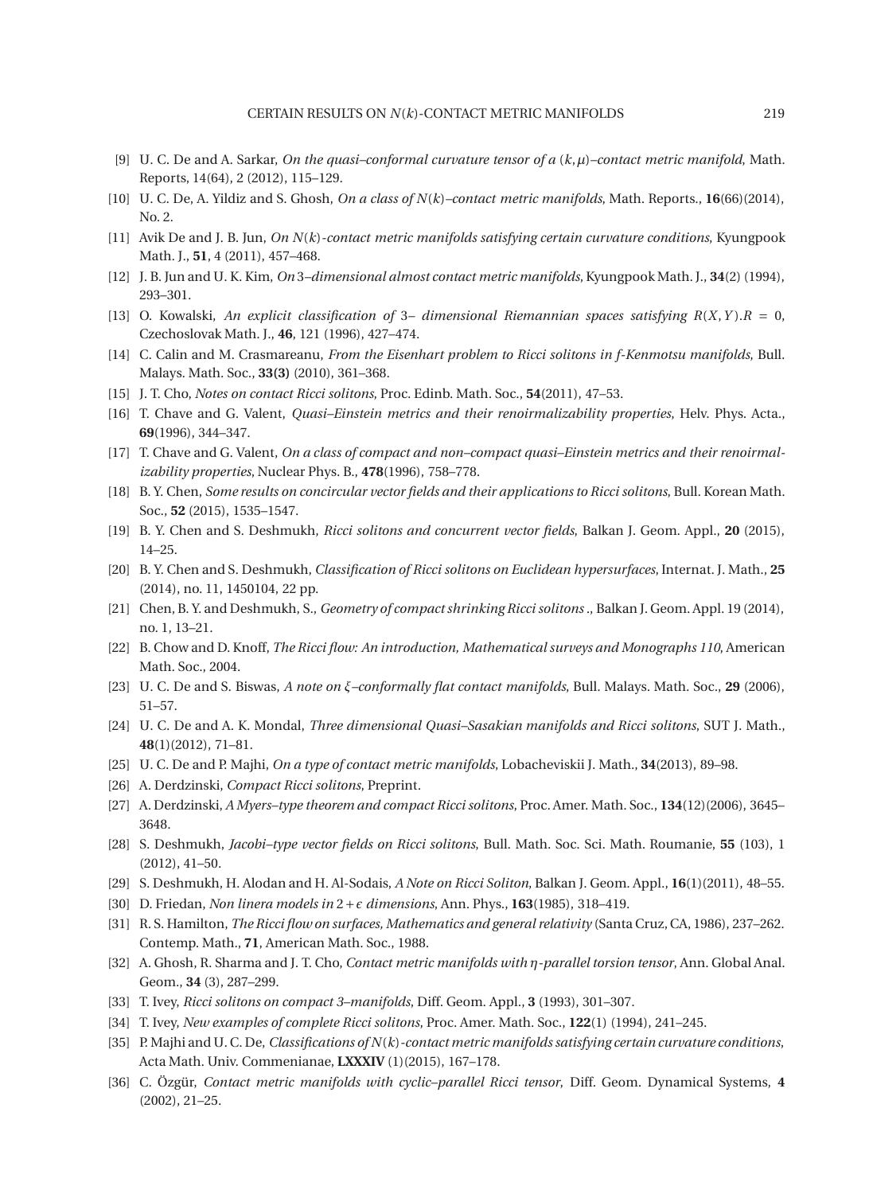[9] U. C. De and A. Sarkar, *On the quasi–conformal curvature tensor of a $(k,\mu)$–contact metric manifold*, Math. Reports, 14(64), 2 (2012), 115–129.

[10] U. C. De, A. Yildiz and S. Ghosh, *On a class of $N(k)$–contact metric manifolds*, Math. Reports., **16**(66)(2014), No. 2.

[11] Avik De and J. B. Jun, *On $N(k)$-contact metric manifolds satisfying certain curvature conditions*, Kyungpook Math. J., **51**, 4 (2011), 457–468.

[12] J. B. Jun and U. K. Kim, *On 3–dimensional almost contact metric manifolds*, Kyungpook Math. J., **34**(2) (1994), 293–301.

[13] O. Kowalski, *An explicit classification of 3– dimensional Riemannian spaces satisfying $R(X,Y).R = 0$*, Czechoslovak Math. J., **46**, 121 (1996), 427–474.

[14] C. Calin and M. Crasmareanu, *From the Eisenhart problem to Ricci solitons in f-Kenmotsu manifolds*, Bull. Malays. Math. Soc., **33(3)** (2010), 361–368.

[15] J. T. Cho, *Notes on contact Ricci solitons*, Proc. Edinb. Math. Soc., **54**(2011), 47–53.

[16] T. Chave and G. Valent, *Quasi–Einstein metrics and their renoirmalizability properties*, Helv. Phys. Acta., **69**(1996), 344–347.

[17] T. Chave and G. Valent, *On a class of compact and non–compact quasi–Einstein metrics and their renoirmalizability properties*, Nuclear Phys. B., **478**(1996), 758–778.

[18] B. Y. Chen, *Some results on concircular vector fields and their applications to Ricci solitons*, Bull. Korean Math. Soc., **52** (2015), 1535–1547.

[19] B. Y. Chen and S. Deshmukh, *Ricci solitons and concurrent vector fields*, Balkan J. Geom. Appl., **20** (2015), 14–25.

[20] B. Y. Chen and S. Deshmukh, *Classification of Ricci solitons on Euclidean hypersurfaces*, Internat. J. Math., **25** (2014), no. 11, 1450104, 22 pp.

[21] Chen, B. Y. and Deshmukh, S., *Geometry of compact shrinking Ricci solitons .*, Balkan J. Geom. Appl. 19 (2014), no. 1, 13–21.

[22] B. Chow and D. Knoff, *The Ricci flow: An introduction, Mathematical surveys and Monographs 110*, American Math. Soc., 2004.

[23] U. C. De and S. Biswas, *A note on $\xi$–conformally flat contact manifolds*, Bull. Malays. Math. Soc., **29** (2006), 51–57.

[24] U. C. De and A. K. Mondal, *Three dimensional Quasi–Sasakian manifolds and Ricci solitons*, SUT J. Math., **48**(1)(2012), 71–81.

[25] U. C. De and P. Majhi, *On a type of contact metric manifolds*, Lobacheviskii J. Math., **34**(2013), 89–98.

[26] A. Derdzinski, *Compact Ricci solitons*, Preprint.

[27] A. Derdzinski, *A Myers–type theorem and compact Ricci solitons*, Proc. Amer. Math. Soc., **134**(12)(2006), 3645–3648.

[28] S. Deshmukh, *Jacobi–type vector fields on Ricci solitons*, Bull. Math. Soc. Sci. Math. Roumanie, **55** (103), 1 (2012), 41–50.

[29] S. Deshmukh, H. Alodan and H. Al-Sodais, *A Note on Ricci Soliton*, Balkan J. Geom. Appl., **16**(1)(2011), 48–55.

[30] D. Friedan, *Non linera models in $2+\epsilon$ dimensions*, Ann. Phys., **163**(1985), 318–419.

[31] R. S. Hamilton, *The Ricci flow on surfaces, Mathematics and general relativity* (Santa Cruz, CA, 1986), 237–262. Contemp. Math., **71**, American Math. Soc., 1988.

[32] A. Ghosh, R. Sharma and J. T. Cho, *Contact metric manifolds with $\eta$-parallel torsion tensor*, Ann. Global Anal. Geom., **34** (3), 287–299.

[33] T. Ivey, *Ricci solitons on compact 3–manifolds*, Diff. Geom. Appl., **3** (1993), 301–307.

[34] T. Ivey, *New examples of complete Ricci solitons*, Proc. Amer. Math. Soc., **122**(1) (1994), 241–245.

[35] P. Majhi and U. C. De, *Classifications of $N(k)$-contact metric manifolds satisfying certain curvature conditions*, Acta Math. Univ. Commenianae, **LXXXIV** (1)(2015), 167–178.

[36] C. Özgür, *Contact metric manifolds with cyclic–parallel Ricci tensor*, Diff. Geom. Dynamical Systems, **4** (2002), 21–25.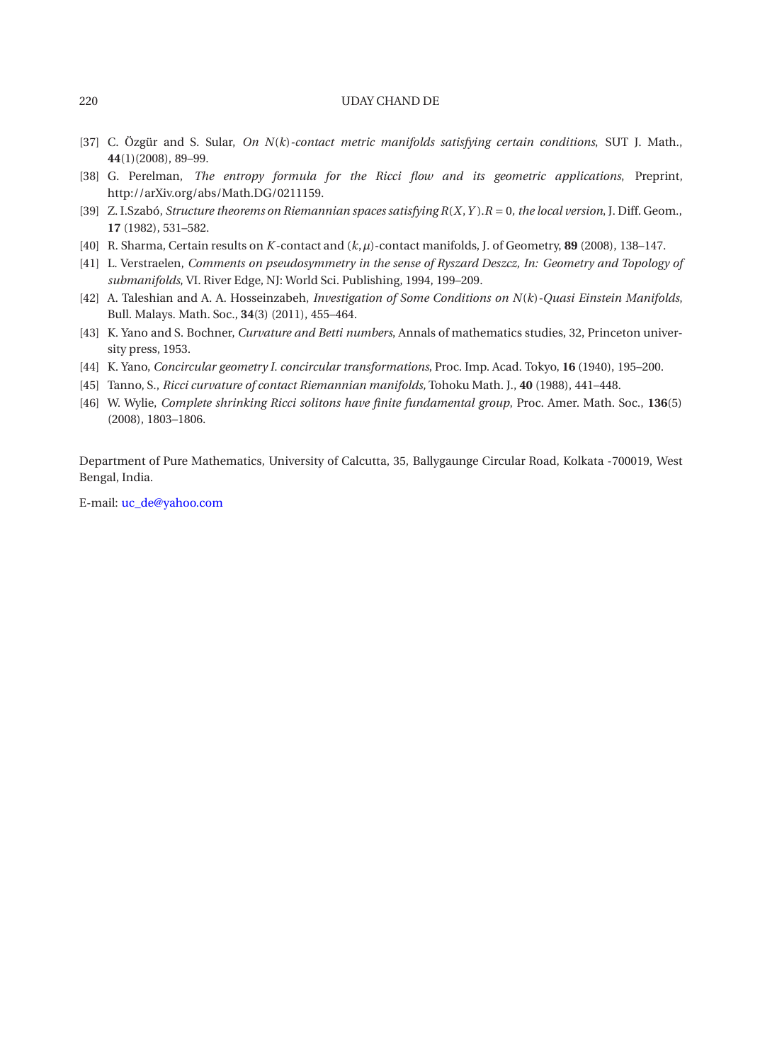[37] C. Özgür and S. Sular, *On $N(k)$-contact metric manifolds satisfying certain conditions*, SUT J. Math., **44**(1)(2008), 89–99.

[38] G. Perelman, *The entropy formula for the Ricci flow and its geometric applications*, Preprint, http://arXiv.org/abs/Math.DG/0211159.

[39] Z. I.Szabó, *Structure theorems on Riemannian spaces satisfying $R(X,Y).R = 0$, the local version*, J. Diff. Geom., **17** (1982), 531–582.

[40] R. Sharma, Certain results on $K$-contact and $(k,\mu)$-contact manifolds, J. of Geometry, **89** (2008), 138–147.

[41] L. Verstraelen, *Comments on pseudosymmetry in the sense of Ryszard Deszcz, In: Geometry and Topology of submanifolds*, VI. River Edge, NJ: World Sci. Publishing, 1994, 199–209.

[42] A. Taleshian and A. A. Hosseinzabeh, *Investigation of Some Conditions on $N(k)$-Quasi Einstein Manifolds*, Bull. Malays. Math. Soc., **34**(3) (2011), 455–464.

[43] K. Yano and S. Bochner, *Curvature and Betti numbers*, Annals of mathematics studies, 32, Princeton university press, 1953.

[44] K. Yano, *Concircular geometry I. concircular transformations*, Proc. Imp. Acad. Tokyo, **16** (1940), 195–200.

[45] Tanno, S., *Ricci curvature of contact Riemannian manifolds,* Tohoku Math. J., **40** (1988), 441–448.

[46] W. Wylie, *Complete shrinking Ricci solitons have finite fundamental group*, Proc. Amer. Math. Soc., **136**(5) (2008), 1803–1806.

Department of Pure Mathematics, University of Calcutta, 35, Ballygaunge Circular Road, Kolkata -700019, West Bengal, India.

E-mail: uc_de@yahoo.com